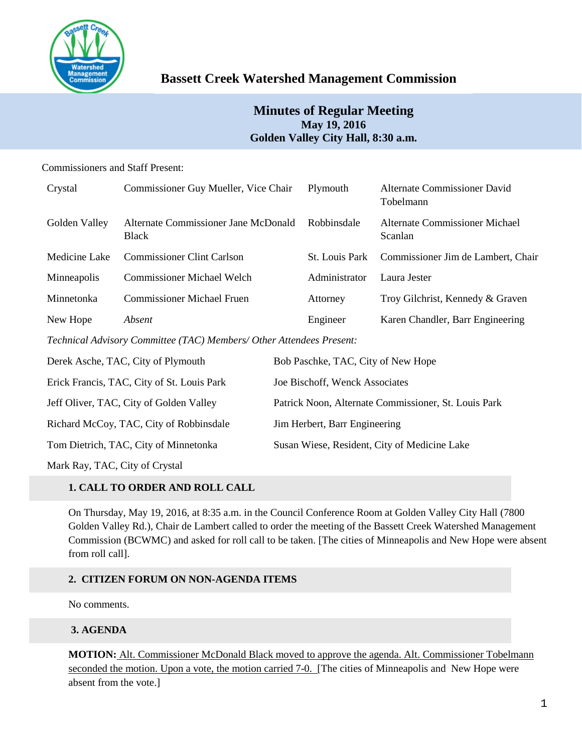# Bassett Creek Watershed Management Commission

## Minutes of Regular Meeting
**May 19, 2016**
**Golden Valley City Hall, 8:30 a.m.**

Commissioners and Staff Present:

| | | | |
|---|---|---|---|
| Crystal | Commissioner Guy Mueller, Vice Chair | Plymouth | Alternate Commissioner David Tobelmann |
| Golden Valley | Alternate Commissioner Jane McDonald Black | Robbinsdale | Alternate Commissioner Michael Scanlan |
| Medicine Lake | Commissioner Clint Carlson | St. Louis Park | Commissioner Jim de Lambert, Chair |
| Minneapolis | Commissioner Michael Welch | Administrator | Laura Jester |
| Minnetonka | Commissioner Michael Fruen | Attorney | Troy Gilchrist, Kennedy & Graven |
| New Hope | *Absent* | Engineer | Karen Chandler, Barr Engineering |

*Technical Advisory Committee (TAC) Members/ Other Attendees Present:*

| | |
|---|---|
| Derek Asche, TAC, City of Plymouth | Bob Paschke, TAC, City of New Hope |
| Erick Francis, TAC, City of St. Louis Park | Joe Bischoff, Wenck Associates |
| Jeff Oliver, TAC, City of Golden Valley | Patrick Noon, Alternate Commissioner, St. Louis Park |
| Richard McCoy, TAC, City of Robbinsdale | Jim Herbert, Barr Engineering |
| Tom Dietrich, TAC, City of Minnetonka | Susan Wiese, Resident, City of Medicine Lake |
| Mark Ray, TAC, City of Crystal | |

### 1. CALL TO ORDER AND ROLL CALL

On Thursday, May 19, 2016, at 8:35 a.m. in the Council Conference Room at Golden Valley City Hall (7800 Golden Valley Rd.), Chair de Lambert called to order the meeting of the Bassett Creek Watershed Management Commission (BCWMC) and asked for roll call to be taken. [The cities of Minneapolis and New Hope were absent from roll call].

### 2. CITIZEN FORUM ON NON-AGENDA ITEMS

No comments.

### 3. AGENDA

**MOTION:** Alt. Commissioner McDonald Black moved to approve the agenda. Alt. Commissioner Tobelmann seconded the motion. Upon a vote, the motion carried 7-0. [The cities of Minneapolis and New Hope were absent from the vote.]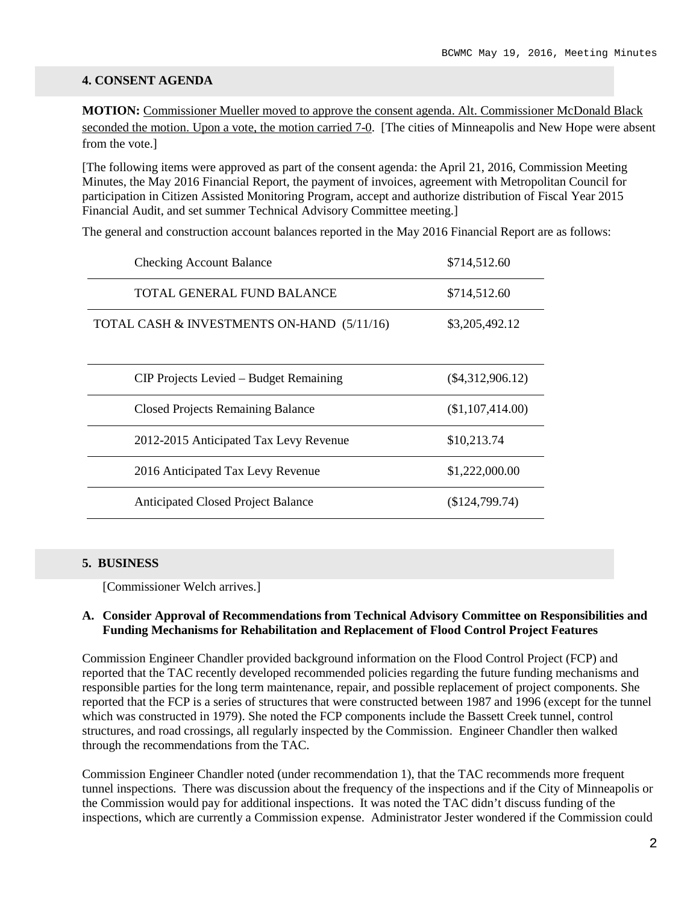## 4. CONSENT AGENDA

**MOTION:** Commissioner Mueller moved to approve the consent agenda. Alt. Commissioner McDonald Black seconded the motion. Upon a vote, the motion carried 7-0. [The cities of Minneapolis and New Hope were absent from the vote.]

[The following items were approved as part of the consent agenda: the April 21, 2016, Commission Meeting Minutes, the May 2016 Financial Report, the payment of invoices, agreement with Metropolitan Council for participation in Citizen Assisted Monitoring Program, accept and authorize distribution of Fiscal Year 2015 Financial Audit, and set summer Technical Advisory Committee meeting.]

The general and construction account balances reported in the May 2016 Financial Report are as follows:

| | |
|---|---|
| Checking Account Balance | $714,512.60 |
| TOTAL GENERAL FUND BALANCE | $714,512.60 |
| TOTAL CASH & INVESTMENTS ON-HAND (5/11/16) | $3,205,492.12 |
| | |
| CIP Projects Levied – Budget Remaining | ($4,312,906.12) |
| Closed Projects Remaining Balance | ($1,107,414.00) |
| 2012-2015 Anticipated Tax Levy Revenue | $10,213.74 |
| 2016 Anticipated Tax Levy Revenue | $1,222,000.00 |
| Anticipated Closed Project Balance | ($124,799.74) |

## 5. BUSINESS

[Commissioner Welch arrives.]

### A. Consider Approval of Recommendations from Technical Advisory Committee on Responsibilities and Funding Mechanisms for Rehabilitation and Replacement of Flood Control Project Features

Commission Engineer Chandler provided background information on the Flood Control Project (FCP) and reported that the TAC recently developed recommended policies regarding the future funding mechanisms and responsible parties for the long term maintenance, repair, and possible replacement of project components. She reported that the FCP is a series of structures that were constructed between 1987 and 1996 (except for the tunnel which was constructed in 1979). She noted the FCP components include the Bassett Creek tunnel, control structures, and road crossings, all regularly inspected by the Commission. Engineer Chandler then walked through the recommendations from the TAC.

Commission Engineer Chandler noted (under recommendation 1), that the TAC recommends more frequent tunnel inspections. There was discussion about the frequency of the inspections and if the City of Minneapolis or the Commission would pay for additional inspections. It was noted the TAC didn't discuss funding of the inspections, which are currently a Commission expense. Administrator Jester wondered if the Commission could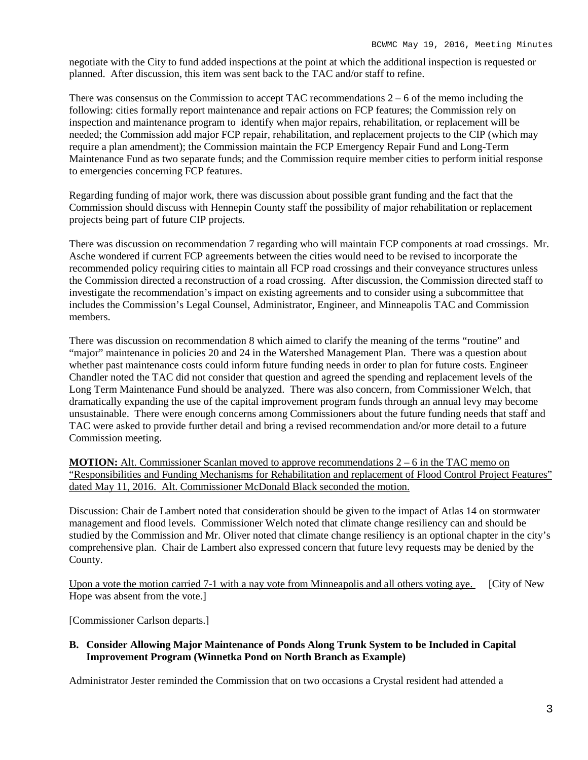negotiate with the City to fund added inspections at the point at which the additional inspection is requested or planned. After discussion, this item was sent back to the TAC and/or staff to refine.

There was consensus on the Commission to accept TAC recommendations 2 – 6 of the memo including the following: cities formally report maintenance and repair actions on FCP features; the Commission rely on inspection and maintenance program to identify when major repairs, rehabilitation, or replacement will be needed; the Commission add major FCP repair, rehabilitation, and replacement projects to the CIP (which may require a plan amendment); the Commission maintain the FCP Emergency Repair Fund and Long-Term Maintenance Fund as two separate funds; and the Commission require member cities to perform initial response to emergencies concerning FCP features.

Regarding funding of major work, there was discussion about possible grant funding and the fact that the Commission should discuss with Hennepin County staff the possibility of major rehabilitation or replacement projects being part of future CIP projects.

There was discussion on recommendation 7 regarding who will maintain FCP components at road crossings. Mr. Asche wondered if current FCP agreements between the cities would need to be revised to incorporate the recommended policy requiring cities to maintain all FCP road crossings and their conveyance structures unless the Commission directed a reconstruction of a road crossing. After discussion, the Commission directed staff to investigate the recommendation's impact on existing agreements and to consider using a subcommittee that includes the Commission's Legal Counsel, Administrator, Engineer, and Minneapolis TAC and Commission members.

There was discussion on recommendation 8 which aimed to clarify the meaning of the terms "routine" and "major" maintenance in policies 20 and 24 in the Watershed Management Plan. There was a question about whether past maintenance costs could inform future funding needs in order to plan for future costs. Engineer Chandler noted the TAC did not consider that question and agreed the spending and replacement levels of the Long Term Maintenance Fund should be analyzed. There was also concern, from Commissioner Welch, that dramatically expanding the use of the capital improvement program funds through an annual levy may become unsustainable. There were enough concerns among Commissioners about the future funding needs that staff and TAC were asked to provide further detail and bring a revised recommendation and/or more detail to a future Commission meeting.

**MOTION:** Alt. Commissioner Scanlan moved to approve recommendations 2 – 6 in the TAC memo on "Responsibilities and Funding Mechanisms for Rehabilitation and replacement of Flood Control Project Features" dated May 11, 2016. Alt. Commissioner McDonald Black seconded the motion.

Discussion: Chair de Lambert noted that consideration should be given to the impact of Atlas 14 on stormwater management and flood levels. Commissioner Welch noted that climate change resiliency can and should be studied by the Commission and Mr. Oliver noted that climate change resiliency is an optional chapter in the city's comprehensive plan. Chair de Lambert also expressed concern that future levy requests may be denied by the County.

Upon a vote the motion carried 7-1 with a nay vote from Minneapolis and all others voting aye. [City of New Hope was absent from the vote.]

[Commissioner Carlson departs.]

**B. Consider Allowing Major Maintenance of Ponds Along Trunk System to be Included in Capital Improvement Program (Winnetka Pond on North Branch as Example)**

Administrator Jester reminded the Commission that on two occasions a Crystal resident had attended a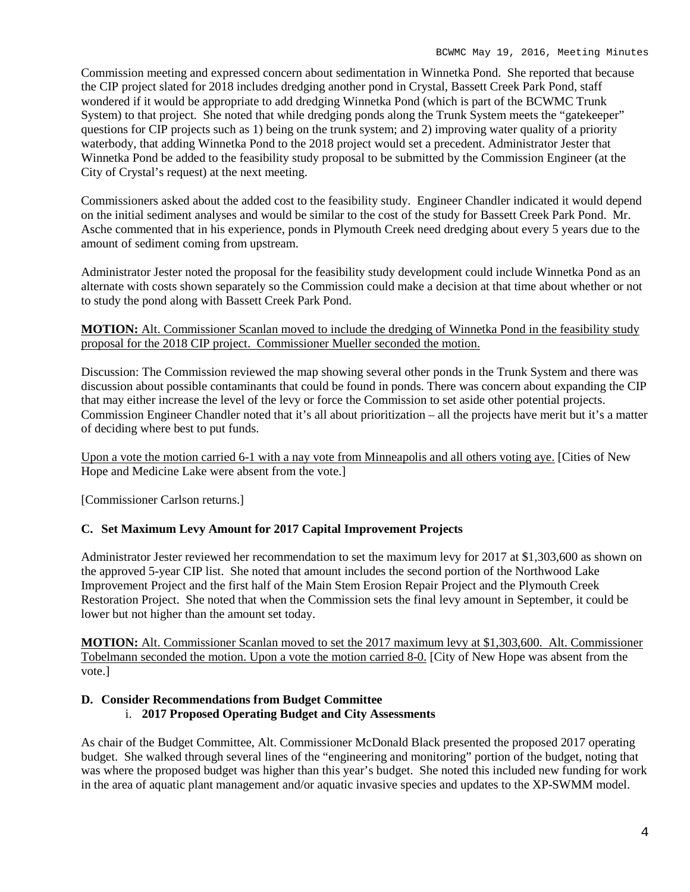Commission meeting and expressed concern about sedimentation in Winnetka Pond. She reported that because the CIP project slated for 2018 includes dredging another pond in Crystal, Bassett Creek Park Pond, staff wondered if it would be appropriate to add dredging Winnetka Pond (which is part of the BCWMC Trunk System) to that project. She noted that while dredging ponds along the Trunk System meets the "gatekeeper" questions for CIP projects such as 1) being on the trunk system; and 2) improving water quality of a priority waterbody, that adding Winnetka Pond to the 2018 project would set a precedent. Administrator Jester that Winnetka Pond be added to the feasibility study proposal to be submitted by the Commission Engineer (at the City of Crystal's request) at the next meeting.

Commissioners asked about the added cost to the feasibility study. Engineer Chandler indicated it would depend on the initial sediment analyses and would be similar to the cost of the study for Bassett Creek Park Pond. Mr. Asche commented that in his experience, ponds in Plymouth Creek need dredging about every 5 years due to the amount of sediment coming from upstream.

Administrator Jester noted the proposal for the feasibility study development could include Winnetka Pond as an alternate with costs shown separately so the Commission could make a decision at that time about whether or not to study the pond along with Bassett Creek Park Pond.

<u>**MOTION:** Alt. Commissioner Scanlan moved to include the dredging of Winnetka Pond in the feasibility study proposal for the 2018 CIP project. Commissioner Mueller seconded the motion.</u>

Discussion: The Commission reviewed the map showing several other ponds in the Trunk System and there was discussion about possible contaminants that could be found in ponds. There was concern about expanding the CIP that may either increase the level of the levy or force the Commission to set aside other potential projects. Commission Engineer Chandler noted that it's all about prioritization – all the projects have merit but it's a matter of deciding where best to put funds.

<u>Upon a vote the motion carried 6-1 with a nay vote from Minneapolis and all others voting aye.</u> [Cities of New Hope and Medicine Lake were absent from the vote.]

[Commissioner Carlson returns.]

### C. Set Maximum Levy Amount for 2017 Capital Improvement Projects

Administrator Jester reviewed her recommendation to set the maximum levy for 2017 at $1,303,600 as shown on the approved 5-year CIP list. She noted that amount includes the second portion of the Northwood Lake Improvement Project and the first half of the Main Stem Erosion Repair Project and the Plymouth Creek Restoration Project. She noted that when the Commission sets the final levy amount in September, it could be lower but not higher than the amount set today.

<u>**MOTION:** Alt. Commissioner Scanlan moved to set the 2017 maximum levy at $1,303,600. Alt. Commissioner Tobelmann seconded the motion. Upon a vote the motion carried 8-0.</u> [City of New Hope was absent from the vote.]

### D. Consider Recommendations from Budget Committee

i. **2017 Proposed Operating Budget and City Assessments**

As chair of the Budget Committee, Alt. Commissioner McDonald Black presented the proposed 2017 operating budget. She walked through several lines of the "engineering and monitoring" portion of the budget, noting that was where the proposed budget was higher than this year's budget. She noted this included new funding for work in the area of aquatic plant management and/or aquatic invasive species and updates to the XP-SWMM model.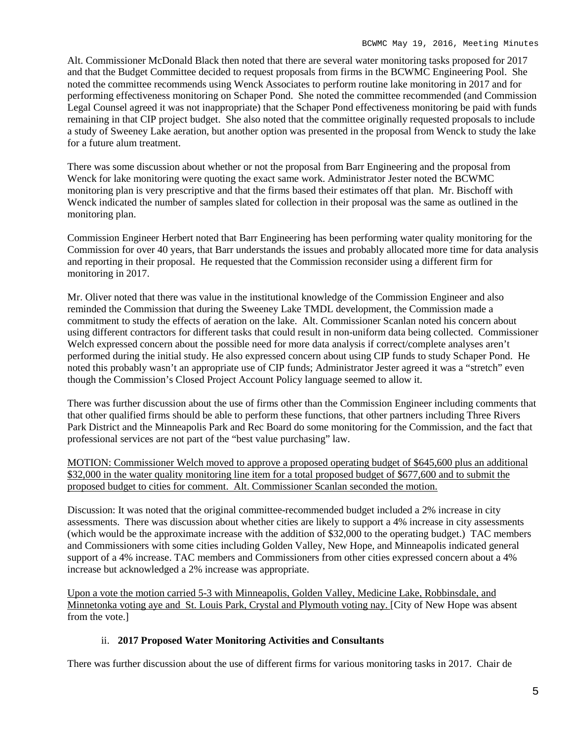Alt. Commissioner McDonald Black then noted that there are several water monitoring tasks proposed for 2017 and that the Budget Committee decided to request proposals from firms in the BCWMC Engineering Pool. She noted the committee recommends using Wenck Associates to perform routine lake monitoring in 2017 and for performing effectiveness monitoring on Schaper Pond. She noted the committee recommended (and Commission Legal Counsel agreed it was not inappropriate) that the Schaper Pond effectiveness monitoring be paid with funds remaining in that CIP project budget. She also noted that the committee originally requested proposals to include a study of Sweeney Lake aeration, but another option was presented in the proposal from Wenck to study the lake for a future alum treatment.

There was some discussion about whether or not the proposal from Barr Engineering and the proposal from Wenck for lake monitoring were quoting the exact same work. Administrator Jester noted the BCWMC monitoring plan is very prescriptive and that the firms based their estimates off that plan. Mr. Bischoff with Wenck indicated the number of samples slated for collection in their proposal was the same as outlined in the monitoring plan.

Commission Engineer Herbert noted that Barr Engineering has been performing water quality monitoring for the Commission for over 40 years, that Barr understands the issues and probably allocated more time for data analysis and reporting in their proposal. He requested that the Commission reconsider using a different firm for monitoring in 2017.

Mr. Oliver noted that there was value in the institutional knowledge of the Commission Engineer and also reminded the Commission that during the Sweeney Lake TMDL development, the Commission made a commitment to study the effects of aeration on the lake. Alt. Commissioner Scanlan noted his concern about using different contractors for different tasks that could result in non-uniform data being collected. Commissioner Welch expressed concern about the possible need for more data analysis if correct/complete analyses aren't performed during the initial study. He also expressed concern about using CIP funds to study Schaper Pond. He noted this probably wasn't an appropriate use of CIP funds; Administrator Jester agreed it was a "stretch" even though the Commission's Closed Project Account Policy language seemed to allow it.

There was further discussion about the use of firms other than the Commission Engineer including comments that that other qualified firms should be able to perform these functions, that other partners including Three Rivers Park District and the Minneapolis Park and Rec Board do some monitoring for the Commission, and the fact that professional services are not part of the "best value purchasing" law.

<u>MOTION: Commissioner Welch moved to approve a proposed operating budget of $645,600 plus an additional $32,000 in the water quality monitoring line item for a total proposed budget of $677,600 and to submit the proposed budget to cities for comment. Alt. Commissioner Scanlan seconded the motion.</u>

Discussion: It was noted that the original committee-recommended budget included a 2% increase in city assessments. There was discussion about whether cities are likely to support a 4% increase in city assessments (which would be the approximate increase with the addition of $32,000 to the operating budget.) TAC members and Commissioners with some cities including Golden Valley, New Hope, and Minneapolis indicated general support of a 4% increase. TAC members and Commissioners from other cities expressed concern about a 4% increase but acknowledged a 2% increase was appropriate.

<u>Upon a vote the motion carried 5-3 with Minneapolis, Golden Valley, Medicine Lake, Robbinsdale, and Minnetonka voting aye and St. Louis Park, Crystal and Plymouth voting nay.</u> [City of New Hope was absent from the vote.]

ii. **2017 Proposed Water Monitoring Activities and Consultants**

There was further discussion about the use of different firms for various monitoring tasks in 2017. Chair de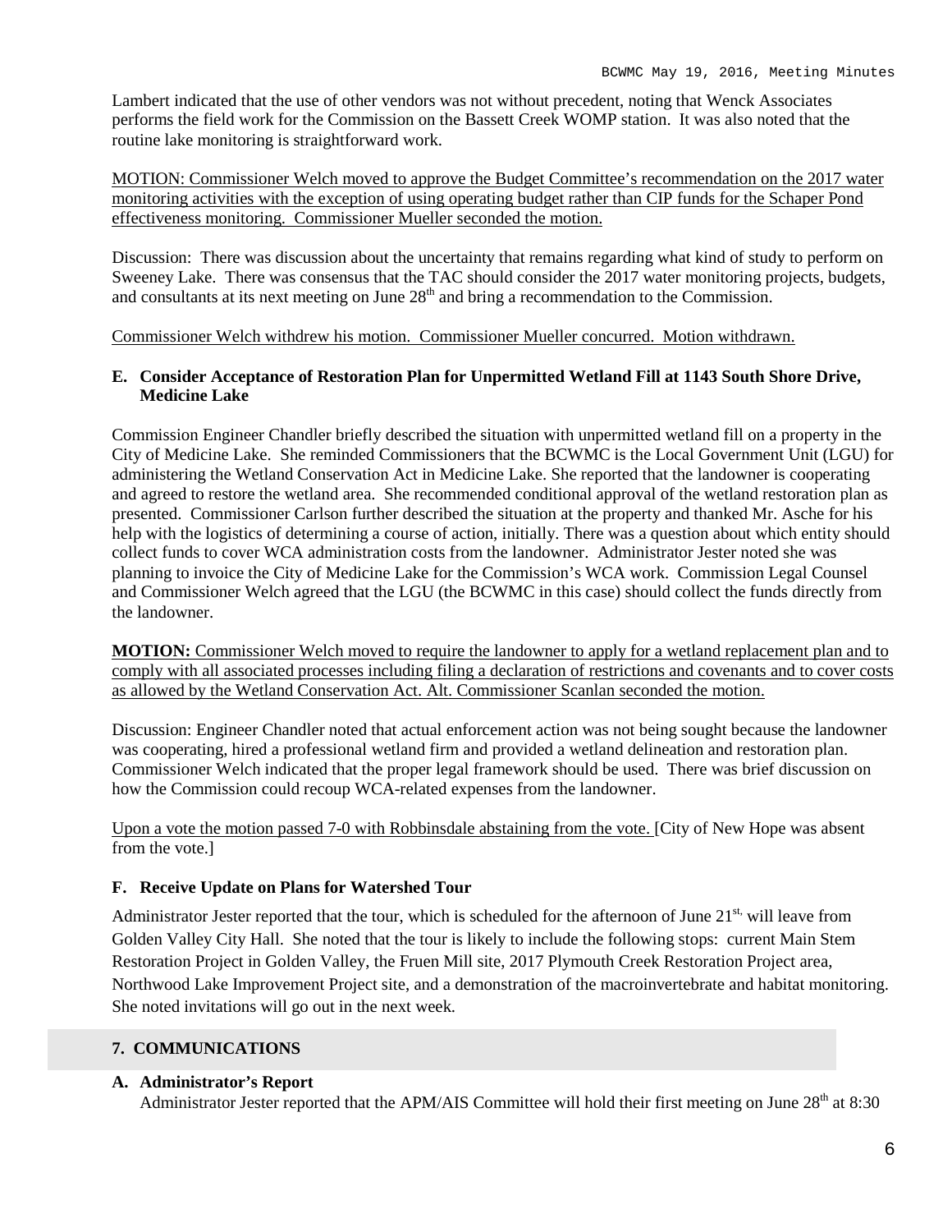Lambert indicated that the use of other vendors was not without precedent, noting that Wenck Associates performs the field work for the Commission on the Bassett Creek WOMP station. It was also noted that the routine lake monitoring is straightforward work.

MOTION: Commissioner Welch moved to approve the Budget Committee's recommendation on the 2017 water monitoring activities with the exception of using operating budget rather than CIP funds for the Schaper Pond effectiveness monitoring. Commissioner Mueller seconded the motion.

Discussion: There was discussion about the uncertainty that remains regarding what kind of study to perform on Sweeney Lake. There was consensus that the TAC should consider the 2017 water monitoring projects, budgets, and consultants at its next meeting on June 28th and bring a recommendation to the Commission.

Commissioner Welch withdrew his motion. Commissioner Mueller concurred. Motion withdrawn.

**E. Consider Acceptance of Restoration Plan for Unpermitted Wetland Fill at 1143 South Shore Drive, Medicine Lake**

Commission Engineer Chandler briefly described the situation with unpermitted wetland fill on a property in the City of Medicine Lake. She reminded Commissioners that the BCWMC is the Local Government Unit (LGU) for administering the Wetland Conservation Act in Medicine Lake. She reported that the landowner is cooperating and agreed to restore the wetland area. She recommended conditional approval of the wetland restoration plan as presented. Commissioner Carlson further described the situation at the property and thanked Mr. Asche for his help with the logistics of determining a course of action, initially. There was a question about which entity should collect funds to cover WCA administration costs from the landowner. Administrator Jester noted she was planning to invoice the City of Medicine Lake for the Commission's WCA work. Commission Legal Counsel and Commissioner Welch agreed that the LGU (the BCWMC in this case) should collect the funds directly from the landowner.

**MOTION:** Commissioner Welch moved to require the landowner to apply for a wetland replacement plan and to comply with all associated processes including filing a declaration of restrictions and covenants and to cover costs as allowed by the Wetland Conservation Act. Alt. Commissioner Scanlan seconded the motion.

Discussion: Engineer Chandler noted that actual enforcement action was not being sought because the landowner was cooperating, hired a professional wetland firm and provided a wetland delineation and restoration plan. Commissioner Welch indicated that the proper legal framework should be used. There was brief discussion on how the Commission could recoup WCA-related expenses from the landowner.

Upon a vote the motion passed 7-0 with Robbinsdale abstaining from the vote. [City of New Hope was absent from the vote.]

**F. Receive Update on Plans for Watershed Tour**

Administrator Jester reported that the tour, which is scheduled for the afternoon of June 21st, will leave from Golden Valley City Hall. She noted that the tour is likely to include the following stops: current Main Stem Restoration Project in Golden Valley, the Fruen Mill site, 2017 Plymouth Creek Restoration Project area, Northwood Lake Improvement Project site, and a demonstration of the macroinvertebrate and habitat monitoring. She noted invitations will go out in the next week.

## 7. COMMUNICATIONS

**A. Administrator's Report**

Administrator Jester reported that the APM/AIS Committee will hold their first meeting on June 28th at 8:30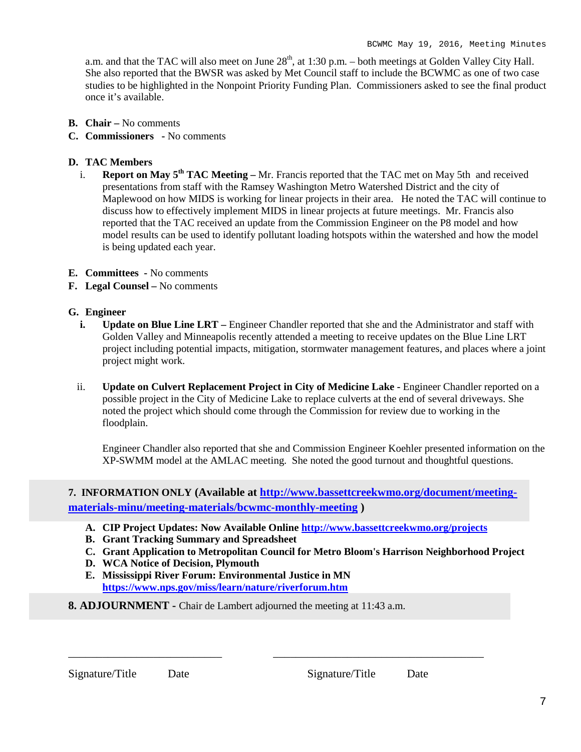a.m. and that the TAC will also meet on June 28th, at 1:30 p.m. – both meetings at Golden Valley City Hall. She also reported that the BWSR was asked by Met Council staff to include the BCWMC as one of two case studies to be highlighted in the Nonpoint Priority Funding Plan. Commissioners asked to see the final product once it's available.

**B. Chair –** No comments

**C. Commissioners** - No comments

**D. TAC Members**

i. **Report on May 5th TAC Meeting –** Mr. Francis reported that the TAC met on May 5th and received presentations from staff with the Ramsey Washington Metro Watershed District and the city of Maplewood on how MIDS is working for linear projects in their area. He noted the TAC will continue to discuss how to effectively implement MIDS in linear projects at future meetings. Mr. Francis also reported that the TAC received an update from the Commission Engineer on the P8 model and how model results can be used to identify pollutant loading hotspots within the watershed and how the model is being updated each year.

**E. Committees** - No comments

**F. Legal Counsel –** No comments

**G. Engineer**

**i.** **Update on Blue Line LRT –** Engineer Chandler reported that she and the Administrator and staff with Golden Valley and Minneapolis recently attended a meeting to receive updates on the Blue Line LRT project including potential impacts, mitigation, stormwater management features, and places where a joint project might work.

ii. **Update on Culvert Replacement Project in City of Medicine Lake -** Engineer Chandler reported on a possible project in the City of Medicine Lake to replace culverts at the end of several driveways. She noted the project which should come through the Commission for review due to working in the floodplain.

Engineer Chandler also reported that she and Commission Engineer Koehler presented information on the XP-SWMM model at the AMLAC meeting. She noted the good turnout and thoughtful questions.

## 7. INFORMATION ONLY (Available at http://www.bassettcreekwmo.org/document/meeting-materials-minu/meeting-materials/bcwmc-monthly-meeting )

**A. CIP Project Updates: Now Available Online http://www.bassettcreekwmo.org/projects**

**B. Grant Tracking Summary and Spreadsheet**

**C. Grant Application to Metropolitan Council for Metro Bloom's Harrison Neighborhood Project**

**D. WCA Notice of Decision, Plymouth**

**E. Mississippi River Forum: Environmental Justice in MN**
**https://www.nps.gov/miss/learn/nature/riverforum.htm**

**8. ADJOURNMENT -** Chair de Lambert adjourned the meeting at 11:43 a.m.

\_\_\_\_\_\_\_\_\_\_\_\_\_\_\_\_\_\_\_\_\_\_\_\_\_\_\_\_ \_\_\_\_\_\_\_\_\_\_\_\_\_\_\_\_\_\_\_\_\_\_\_\_\_\_\_\_\_\_\_\_\_\_\_\_\_\_

Signature/Title Date Signature/Title Date